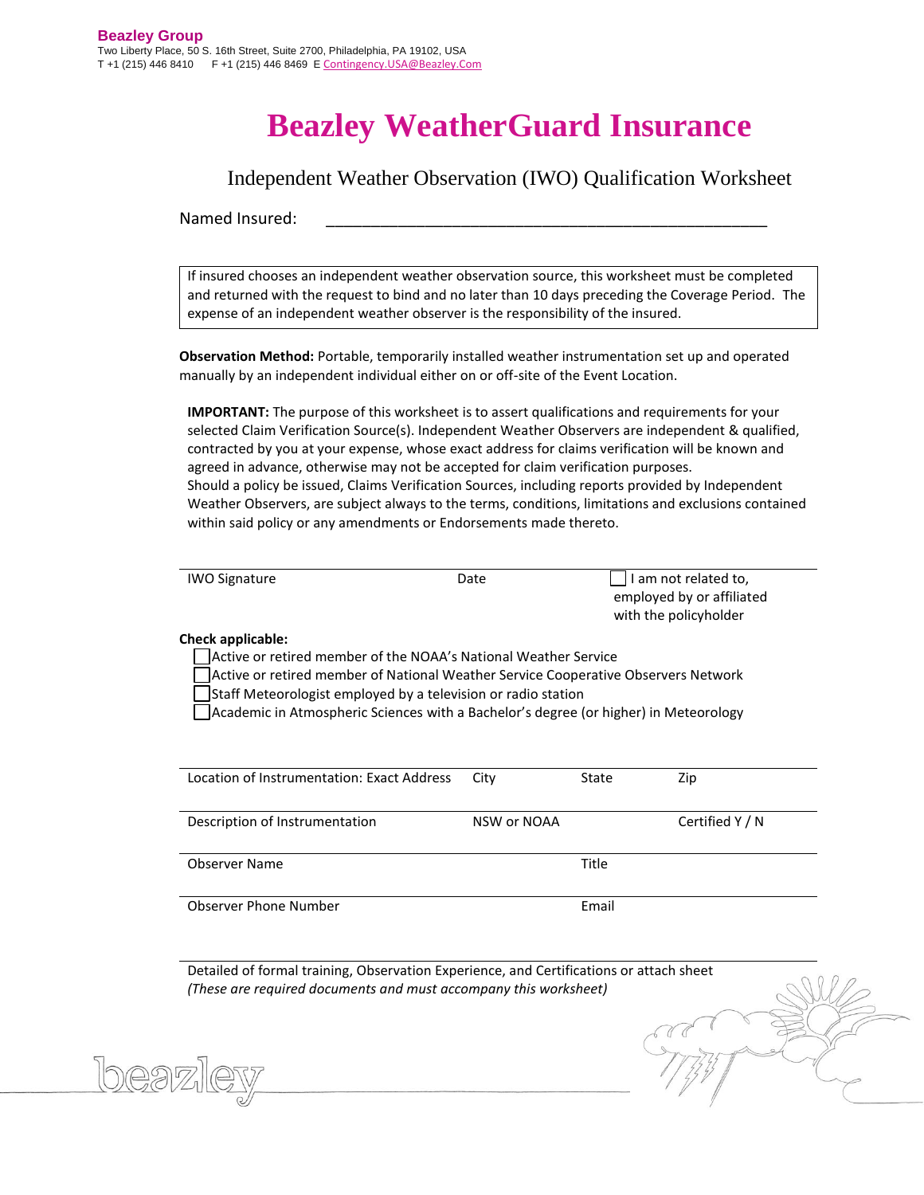**Beazley Group**
Two Liberty Place, 50 S. 16th Street, Suite 2700, Philadelphia, PA 19102, USA
T +1 (215) 446 8410 F +1 (215) 446 8469 E Contingency.USA@Beazley.Com

# Beazley WeatherGuard Insurance

## Independent Weather Observation (IWO) Qualification Worksheet

Named Insured: ______________________________________________

> If insured chooses an independent weather observation source, this worksheet must be completed and returned with the request to bind and no later than 10 days preceding the Coverage Period. The expense of an independent weather observer is the responsibility of the insured.

**Observation Method:** Portable, temporarily installed weather instrumentation set up and operated manually by an independent individual either on or off-site of the Event Location.

**IMPORTANT:** The purpose of this worksheet is to assert qualifications and requirements for your selected Claim Verification Source(s). Independent Weather Observers are independent & qualified, contracted by you at your expense, whose exact address for claims verification will be known and agreed in advance, otherwise may not be accepted for claim verification purposes.
Should a policy be issued, Claims Verification Sources, including reports provided by Independent Weather Observers, are subject always to the terms, conditions, limitations and exclusions contained within said policy or any amendments or Endorsements made thereto.

| IWO Signature | Date | ☐ I am not related to, employed by or affiliated with the policyholder |
|---|---|---|

**Check applicable:**

- ☐ Active or retired member of the NOAA's National Weather Service
- ☐ Active or retired member of National Weather Service Cooperative Observers Network
- ☐ Staff Meteorologist employed by a television or radio station
- ☐ Academic in Atmospheric Sciences with a Bachelor's degree (or higher) in Meteorology

| Location of Instrumentation: Exact Address | City | State | Zip |
|---|---|---|---|
| Description of Instrumentation | NSW or NOAA | | Certified Y / N |
| Observer Name | | Title | |
| Observer Phone Number | | Email | |

Detailed of formal training, Observation Experience, and Certifications or attach sheet
*(These are required documents and must accompany this worksheet)*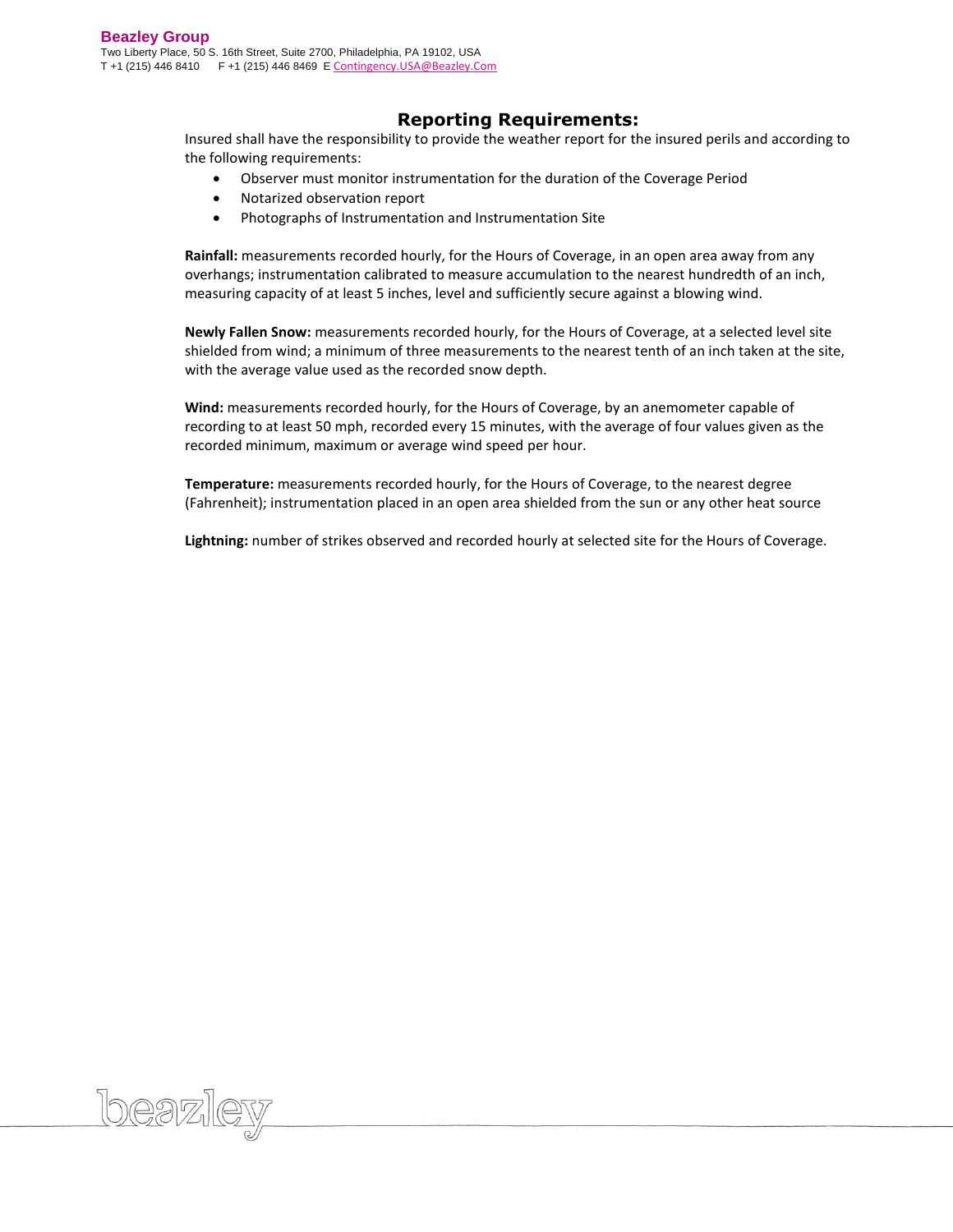## Reporting Requirements:

Insured shall have the responsibility to provide the weather report for the insured perils and according to the following requirements:

- Observer must monitor instrumentation for the duration of the Coverage Period
- Notarized observation report
- Photographs of Instrumentation and Instrumentation Site

**Rainfall:** measurements recorded hourly, for the Hours of Coverage, in an open area away from any overhangs; instrumentation calibrated to measure accumulation to the nearest hundredth of an inch, measuring capacity of at least 5 inches, level and sufficiently secure against a blowing wind.

**Newly Fallen Snow:** measurements recorded hourly, for the Hours of Coverage, at a selected level site shielded from wind; a minimum of three measurements to the nearest tenth of an inch taken at the site, with the average value used as the recorded snow depth.

**Wind:** measurements recorded hourly, for the Hours of Coverage, by an anemometer capable of recording to at least 50 mph, recorded every 15 minutes, with the average of four values given as the recorded minimum, maximum or average wind speed per hour.

**Temperature:** measurements recorded hourly, for the Hours of Coverage, to the nearest degree (Fahrenheit); instrumentation placed in an open area shielded from the sun or any other heat source

**Lightning:** number of strikes observed and recorded hourly at selected site for the Hours of Coverage.